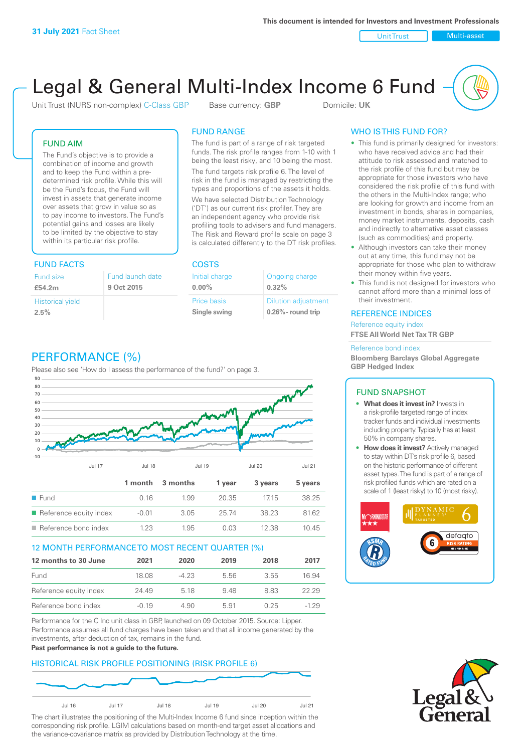**31 July 2021** Fact Sheet

This document is intended for Investors and Investment Professionals

Unit Trust | Multi-asset

# Legal & General Multi-Index Income 6 Fund

Unit Trust (NURS non-complex) C-Class GBP    Base currency: **GBP**    Domicile: **UK**

## FUND AIM

The Fund's objective is to provide a combination of income and growth and to keep the Fund within a pre-determined risk profile. While this will be the Fund's focus, the Fund will invest in assets that generate income over assets that grow in value so as to pay income to investors. The Fund's potential gains and losses are likely to be limited by the objective to stay within its particular risk profile.

## FUND FACTS

| Fund size | Fund launch date |
|---|---|
| **£54.2m** | **9 Oct 2015** |
| Historical yield | |
| **2.5%** | |

## FUND RANGE

The fund is part of a range of risk targeted funds. The risk profile ranges from 1-10 with 1 being the least risky, and 10 being the most.

The fund targets risk profile 6. The level of risk in the fund is managed by restricting the types and proportions of the assets it holds.

We have selected Distribution Technology ('DT') as our current risk profiler. They are an independent agency who provide risk profiling tools to advisers and fund managers. The Risk and Reward profile scale on page 3 is calculated differently to the DT risk profiles.

## COSTS

| Initial charge | Ongoing charge |
|---|---|
| **0.00%** | **0.32%** |
| Price basis | Dilution adjustment |
| **Single swing** | **0.26%- round trip** |

## WHO IS THIS FUND FOR?

- This fund is primarily designed for investors: who have received advice and had their attitude to risk assessed and matched to the risk profile of this fund but may be appropriate for those investors who have considered the risk profile of this fund with the others in the Multi-Index range; who are looking for growth and income from an investment in bonds, shares in companies, money market instruments, deposits, cash and indirectly to alternative asset classes (such as commodities) and property.
- Although investors can take their money out at any time, this fund may not be appropriate for those who plan to withdraw their money within five years.
- This fund is not designed for investors who cannot afford more than a minimal loss of their investment.

## REFERENCE INDICES

Reference equity index
**FTSE All World Net Tax TR GBP**

Reference bond index
**Bloomberg Barclays Global Aggregate GBP Hedged Index**

## PERFORMANCE (%)

Please also see 'How do I assess the performance of the fund?' on page 3.

| | 1 month | 3 months | 1 year | 3 years | 5 years |
|---|---|---|---|---|---|
| Fund | 0.16 | 1.99 | 20.35 | 17.15 | 38.25 |
| Reference equity index | -0.01 | 3.05 | 25.74 | 38.23 | 81.62 |
| Reference bond index | 1.23 | 1.95 | 0.03 | 12.38 | 10.45 |

## 12 MONTH PERFORMANCE TO MOST RECENT QUARTER (%)

| 12 months to 30 June | 2021 | 2020 | 2019 | 2018 | 2017 |
|---|---|---|---|---|---|
| Fund | 18.08 | -4.23 | 5.56 | 3.55 | 16.94 |
| Reference equity index | 24.49 | 5.18 | 9.48 | 8.83 | 22.29 |
| Reference bond index | -0.19 | 4.90 | 5.91 | 0.25 | -1.29 |

Performance for the C Inc unit class in GBP, launched on 09 October 2015. Source: Lipper. Performance assumes all fund charges have been taken and that all income generated by the investments, after deduction of tax, remains in the fund.

**Past performance is not a guide to the future.**

## HISTORICAL RISK PROFILE POSITIONING (RISK PROFILE 6)

The chart illustrates the positioning of the Multi-Index Income 6 fund since inception within the corresponding risk profile. LGIM calculations based on month-end target asset allocations and the variance-covariance matrix as provided by Distribution Technology at the time.

## FUND SNAPSHOT

- **What does it invest in?** Invests in a risk-profile targeted range of index tracker funds and individual investments including property. Typically has at least 50% in company shares.
- **How does it invest?** Actively managed to stay within DT's risk profile 6, based on the historic performance of different asset types. The fund is part of a range of risk profiled funds which are rated on a scale of 1 (least risky) to 10 (most risky).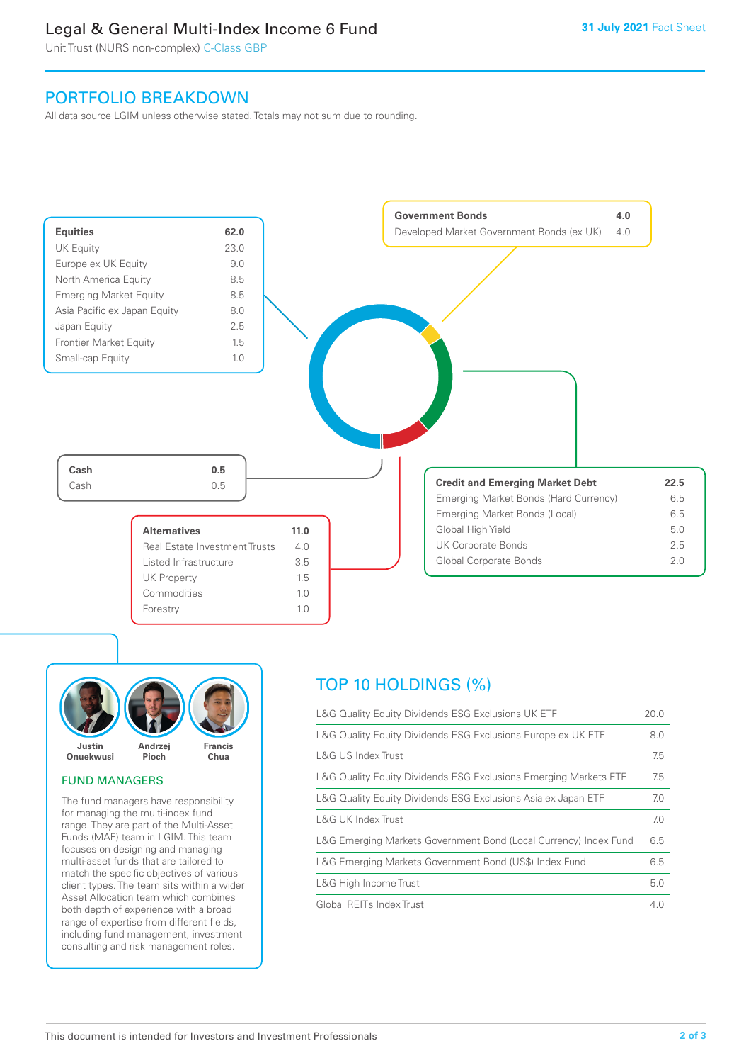# Legal & General Multi-Index Income 6 Fund

Unit Trust (NURS non-complex) C-Class GBP

**31 July 2021** Fact Sheet

## PORTFOLIO BREAKDOWN

All data source LGIM unless otherwise stated. Totals may not sum due to rounding.

| **Equities** | **62.0** |
|---|---|
| UK Equity | 23.0 |
| Europe ex UK Equity | 9.0 |
| North America Equity | 8.5 |
| Emerging Market Equity | 8.5 |
| Asia Pacific ex Japan Equity | 8.0 |
| Japan Equity | 2.5 |
| Frontier Market Equity | 1.5 |
| Small-cap Equity | 1.0 |

| **Government Bonds** | **4.0** |
|---|---|
| Developed Market Government Bonds (ex UK) | 4.0 |

| **Cash** | **0.5** |
|---|---|
| Cash | 0.5 |

| **Credit and Emerging Market Debt** | **22.5** |
|---|---|
| Emerging Market Bonds (Hard Currency) | 6.5 |
| Emerging Market Bonds (Local) | 6.5 |
| Global High Yield | 5.0 |
| UK Corporate Bonds | 2.5 |
| Global Corporate Bonds | 2.0 |

| **Alternatives** | **11.0** |
|---|---|
| Real Estate Investment Trusts | 4.0 |
| Listed Infrastructure | 3.5 |
| UK Property | 1.5 |
| Commodities | 1.0 |
| Forestry | 1.0 |

Justin Onuekwusi | Andrzej Pioch | Francis Chua

## FUND MANAGERS

The fund managers have responsibility for managing the multi-index fund range. They are part of the Multi-Asset Funds (MAF) team in LGIM. This team focuses on designing and managing multi-asset funds that are tailored to match the specific objectives of various client types. The team sits within a wider Asset Allocation team which combines both depth of experience with a broad range of expertise from different fields, including fund management, investment consulting and risk management roles.

## TOP 10 HOLDINGS (%)

| Holding | % |
|---|---|
| L&G Quality Equity Dividends ESG Exclusions UK ETF | 20.0 |
| L&G Quality Equity Dividends ESG Exclusions Europe ex UK ETF | 8.0 |
| L&G US Index Trust | 7.5 |
| L&G Quality Equity Dividends ESG Exclusions Emerging Markets ETF | 7.5 |
| L&G Quality Equity Dividends ESG Exclusions Asia ex Japan ETF | 7.0 |
| L&G UK Index Trust | 7.0 |
| L&G Emerging Markets Government Bond (Local Currency) Index Fund | 6.5 |
| L&G Emerging Markets Government Bond (US$) Index Fund | 6.5 |
| L&G High Income Trust | 5.0 |
| Global REITs Index Trust | 4.0 |

This document is intended for Investors and Investment Professionals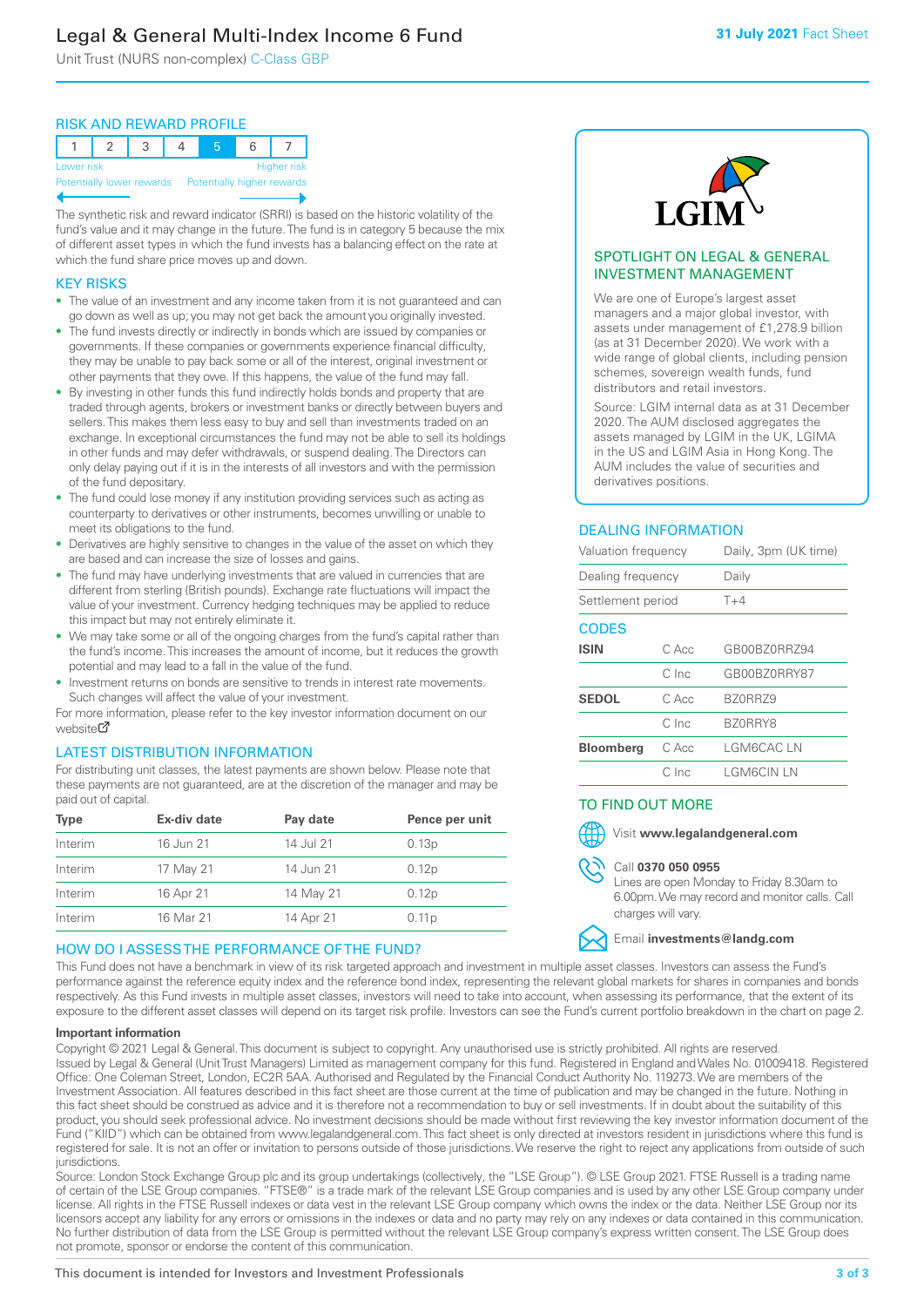# Legal & General Multi-Index Income 6 Fund

Unit Trust (NURS non-complex) C-Class GBP

31 July 2021 Fact Sheet

## RISK AND REWARD PROFILE

| 1 | 2 | 3 | 4 | 5 | 6 | 7 |
|---|---|---|---|---|---|---|

Lower risk — Higher risk

Potentially lower rewards — Potentially higher rewards

The synthetic risk and reward indicator (SRRI) is based on the historic volatility of the fund's value and it may change in the future. The fund is in category 5 because the mix of different asset types in which the fund invests has a balancing effect on the rate at which the fund share price moves up and down.

## KEY RISKS

- The value of an investment and any income taken from it is not guaranteed and can go down as well as up; you may not get back the amount you originally invested.
- The fund invests directly or indirectly in bonds which are issued by companies or governments. If these companies or governments experience financial difficulty, they may be unable to pay back some or all of the interest, original investment or other payments that they owe. If this happens, the value of the fund may fall.
- By investing in other funds this fund indirectly holds bonds and property that are traded through agents, brokers or investment banks or directly between buyers and sellers. This makes them less easy to buy and sell than investments traded on an exchange. In exceptional circumstances the fund may not be able to sell its holdings in other funds and may defer withdrawals, or suspend dealing. The Directors can only delay paying out if it is in the interests of all investors and with the permission of the fund depositary.
- The fund could lose money if any institution providing services such as acting as counterparty to derivatives or other instruments, becomes unwilling or unable to meet its obligations to the fund.
- Derivatives are highly sensitive to changes in the value of the asset on which they are based and can increase the size of losses and gains.
- The fund may have underlying investments that are valued in currencies that are different from sterling (British pounds). Exchange rate fluctuations will impact the value of your investment. Currency hedging techniques may be applied to reduce this impact but may not entirely eliminate it.
- We may take some or all of the ongoing charges from the fund's capital rather than the fund's income. This increases the amount of income, but it reduces the growth potential and may lead to a fall in the value of the fund.
- Investment returns on bonds are sensitive to trends in interest rate movements. Such changes will affect the value of your investment.

For more information, please refer to the key investor information document on our website

## LATEST DISTRIBUTION INFORMATION

For distributing unit classes, the latest payments are shown below. Please note that these payments are not guaranteed, are at the discretion of the manager and may be paid out of capital.

| Type | Ex-div date | Pay date | Pence per unit |
|---|---|---|---|
| Interim | 16 Jun 21 | 14 Jul 21 | 0.13p |
| Interim | 17 May 21 | 14 Jun 21 | 0.12p |
| Interim | 16 Apr 21 | 14 May 21 | 0.12p |
| Interim | 16 Mar 21 | 14 Apr 21 | 0.11p |

## SPOTLIGHT ON LEGAL & GENERAL INVESTMENT MANAGEMENT

We are one of Europe's largest asset managers and a major global investor, with assets under management of £1,278.9 billion (as at 31 December 2020). We work with a wide range of global clients, including pension schemes, sovereign wealth funds, fund distributors and retail investors.

Source: LGIM internal data as at 31 December 2020. The AUM disclosed aggregates the assets managed by LGIM in the UK, LGIMA in the US and LGIM Asia in Hong Kong. The AUM includes the value of securities and derivatives positions.

## DEALING INFORMATION

| | |
|---|---|
| Valuation frequency | Daily, 3pm (UK time) |
| Dealing frequency | Daily |
| Settlement period | T+4 |

## CODES

| | | |
|---|---|---|
| **ISIN** | C Acc | GB00BZ0RRZ94 |
| | C Inc | GB00BZ0RRY87 |
| **SEDOL** | C Acc | BZ0RRZ9 |
| | C Inc | BZ0RRY8 |
| **Bloomberg** | C Acc | LGM6CAC LN |
| | C Inc | LGM6CIN LN |

## TO FIND OUT MORE

Visit **www.legalandgeneral.com**

Call **0370 050 0955**
Lines are open Monday to Friday 8.30am to 6.00pm. We may record and monitor calls. Call charges will vary.

Email **investments@landg.com**

## HOW DO I ASSESS THE PERFORMANCE OF THE FUND?

This Fund does not have a benchmark in view of its risk targeted approach and investment in multiple asset classes. Investors can assess the Fund's performance against the reference equity index and the reference bond index, representing the relevant global markets for shares in companies and bonds respectively. As this Fund invests in multiple asset classes, investors will need to take into account, when assessing its performance, that the extent of its exposure to the different asset classes will depend on its target risk profile. Investors can see the Fund's current portfolio breakdown in the chart on page 2.

**Important information**

Copyright © 2021 Legal & General. This document is subject to copyright. Any unauthorised use is strictly prohibited. All rights are reserved. Issued by Legal & General (Unit Trust Managers) Limited as management company for this fund. Registered in England and Wales No. 01009418. Registered Office: One Coleman Street, London, EC2R 5AA. Authorised and Regulated by the Financial Conduct Authority No. 119273. We are members of the Investment Association. All features described in this fact sheet are those current at the time of publication and may be changed in the future. Nothing in this fact sheet should be construed as advice and it is therefore not a recommendation to buy or sell investments. If in doubt about the suitability of this product, you should seek professional advice. No investment decisions should be made without first reviewing the key investor information document of the Fund ("KIID") which can be obtained from www.legalandgeneral.com. This fact sheet is only directed at investors resident in jurisdictions where this fund is registered for sale. It is not an offer or invitation to persons outside of those jurisdictions. We reserve the right to reject any applications from outside of such jurisdictions.

Source: London Stock Exchange Group plc and its group undertakings (collectively, the "LSE Group"). © LSE Group 2021. FTSE Russell is a trading name of certain of the LSE Group companies. "FTSE®" is a trade mark of the relevant LSE Group companies and is used by any other LSE Group company under license. All rights in the FTSE Russell indexes or data vest in the relevant LSE Group company which owns the index or the data. Neither LSE Group nor its licensors accept any liability for any errors or omissions in the indexes or data and no party may rely on any indexes or data contained in this communication. No further distribution of data from the LSE Group is permitted without the relevant LSE Group company's express written consent. The LSE Group does not promote, sponsor or endorse the content of this communication.

This document is intended for Investors and Investment Professionals